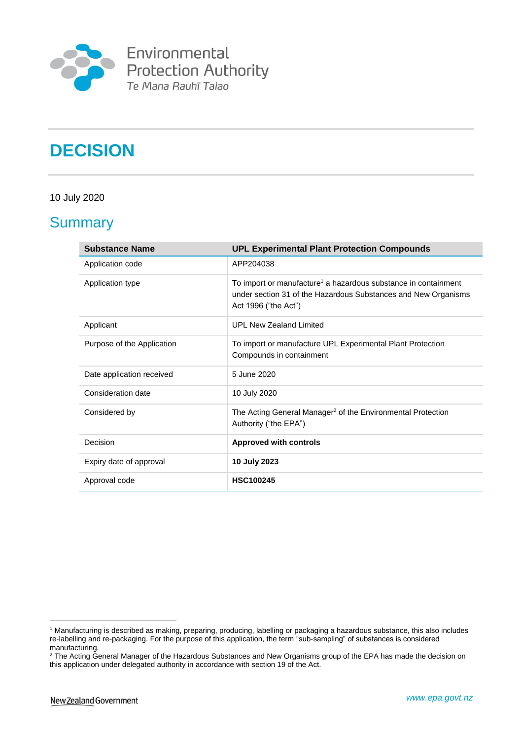Environmental Protection Authority
Te Mana Rauhī Taiao

# DECISION

10 July 2020

## Summary

| Substance Name | UPL Experimental Plant Protection Compounds |
|---|---|
| Application code | APP204038 |
| Application type | To import or manufacture[1] a hazardous substance in containment under section 31 of the Hazardous Substances and New Organisms Act 1996 ("the Act") |
| Applicant | UPL New Zealand Limited |
| Purpose of the Application | To import or manufacture UPL Experimental Plant Protection Compounds in containment |
| Date application received | 5 June 2020 |
| Consideration date | 10 July 2020 |
| Considered by | The Acting General Manager[2] of the Environmental Protection Authority ("the EPA") |
| Decision | **Approved with controls** |
| Expiry date of approval | **10 July 2023** |
| Approval code | **HSC100245** |

[1] Manufacturing is described as making, preparing, producing, labelling or packaging a hazardous substance, this also includes re-labelling and re-packaging. For the purpose of this application, the term "sub-sampling" of substances is considered manufacturing.

[2] The Acting General Manager of the Hazardous Substances and New Organisms group of the EPA has made the decision on this application under delegated authority in accordance with section 19 of the Act.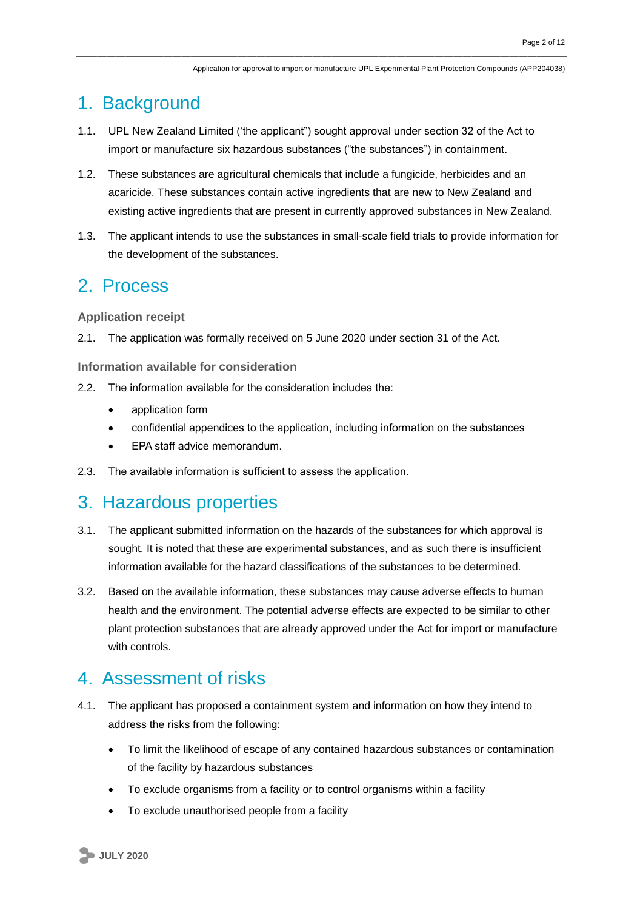# 1. Background

1.1. UPL New Zealand Limited ('the applicant") sought approval under section 32 of the Act to import or manufacture six hazardous substances ("the substances") in containment.

1.2. These substances are agricultural chemicals that include a fungicide, herbicides and an acaricide. These substances contain active ingredients that are new to New Zealand and existing active ingredients that are present in currently approved substances in New Zealand.

1.3. The applicant intends to use the substances in small-scale field trials to provide information for the development of the substances.

# 2. Process

### Application receipt

2.1. The application was formally received on 5 June 2020 under section 31 of the Act.

### Information available for consideration

2.2. The information available for the consideration includes the:

- application form
- confidential appendices to the application, including information on the substances
- EPA staff advice memorandum.

2.3. The available information is sufficient to assess the application.

# 3. Hazardous properties

3.1. The applicant submitted information on the hazards of the substances for which approval is sought. It is noted that these are experimental substances, and as such there is insufficient information available for the hazard classifications of the substances to be determined.

3.2. Based on the available information, these substances may cause adverse effects to human health and the environment. The potential adverse effects are expected to be similar to other plant protection substances that are already approved under the Act for import or manufacture with controls.

# 4. Assessment of risks

4.1. The applicant has proposed a containment system and information on how they intend to address the risks from the following:

- To limit the likelihood of escape of any contained hazardous substances or contamination of the facility by hazardous substances
- To exclude organisms from a facility or to control organisms within a facility
- To exclude unauthorised people from a facility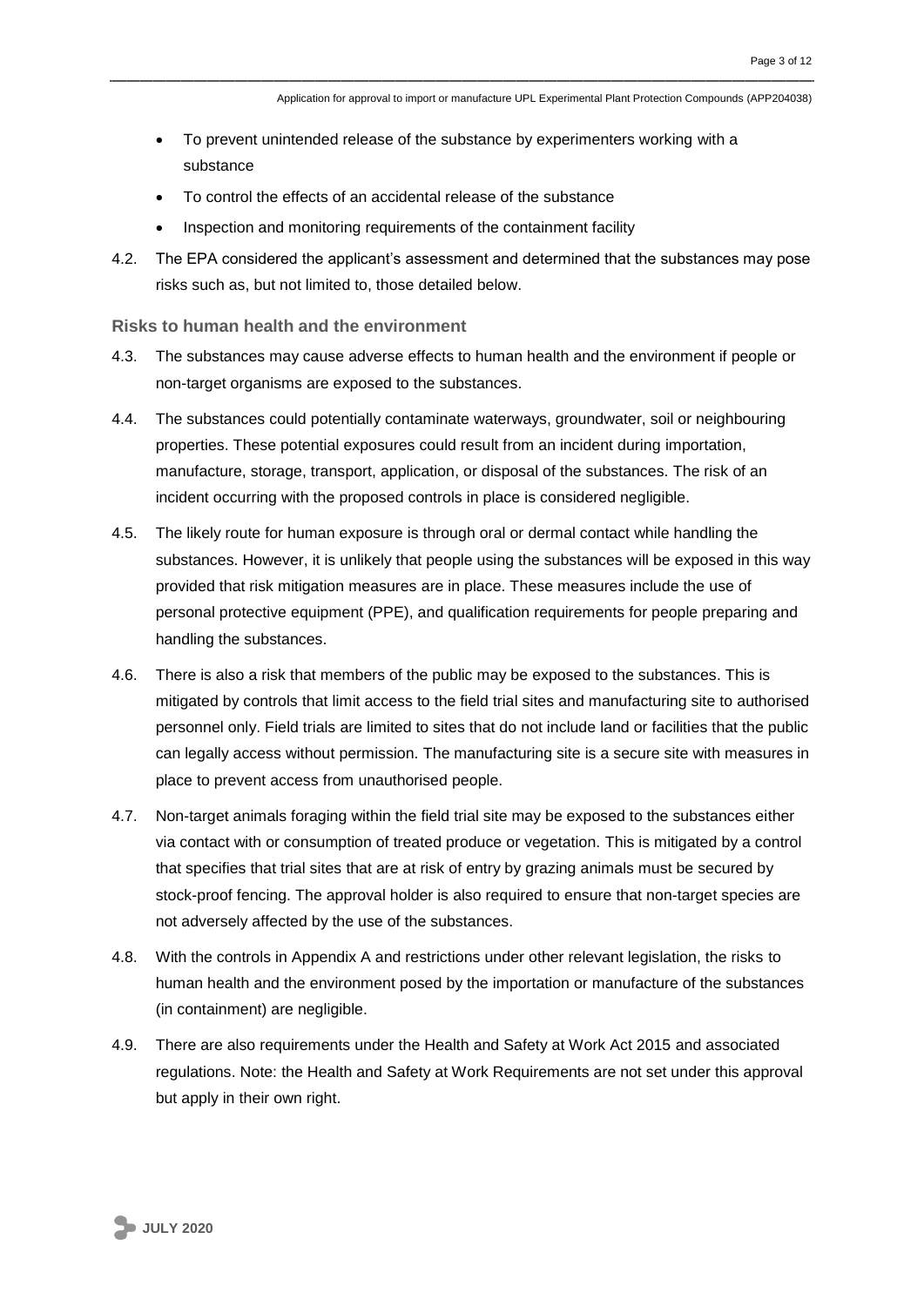- To prevent unintended release of the substance by experimenters working with a substance
- To control the effects of an accidental release of the substance
- Inspection and monitoring requirements of the containment facility

4.2. The EPA considered the applicant's assessment and determined that the substances may pose risks such as, but not limited to, those detailed below.

### Risks to human health and the environment

4.3. The substances may cause adverse effects to human health and the environment if people or non-target organisms are exposed to the substances.

4.4. The substances could potentially contaminate waterways, groundwater, soil or neighbouring properties. These potential exposures could result from an incident during importation, manufacture, storage, transport, application, or disposal of the substances. The risk of an incident occurring with the proposed controls in place is considered negligible.

4.5. The likely route for human exposure is through oral or dermal contact while handling the substances. However, it is unlikely that people using the substances will be exposed in this way provided that risk mitigation measures are in place. These measures include the use of personal protective equipment (PPE), and qualification requirements for people preparing and handling the substances.

4.6. There is also a risk that members of the public may be exposed to the substances. This is mitigated by controls that limit access to the field trial sites and manufacturing site to authorised personnel only. Field trials are limited to sites that do not include land or facilities that the public can legally access without permission. The manufacturing site is a secure site with measures in place to prevent access from unauthorised people.

4.7. Non-target animals foraging within the field trial site may be exposed to the substances either via contact with or consumption of treated produce or vegetation. This is mitigated by a control that specifies that trial sites that are at risk of entry by grazing animals must be secured by stock-proof fencing. The approval holder is also required to ensure that non-target species are not adversely affected by the use of the substances.

4.8. With the controls in Appendix A and restrictions under other relevant legislation, the risks to human health and the environment posed by the importation or manufacture of the substances (in containment) are negligible.

4.9. There are also requirements under the Health and Safety at Work Act 2015 and associated regulations. Note: the Health and Safety at Work Requirements are not set under this approval but apply in their own right.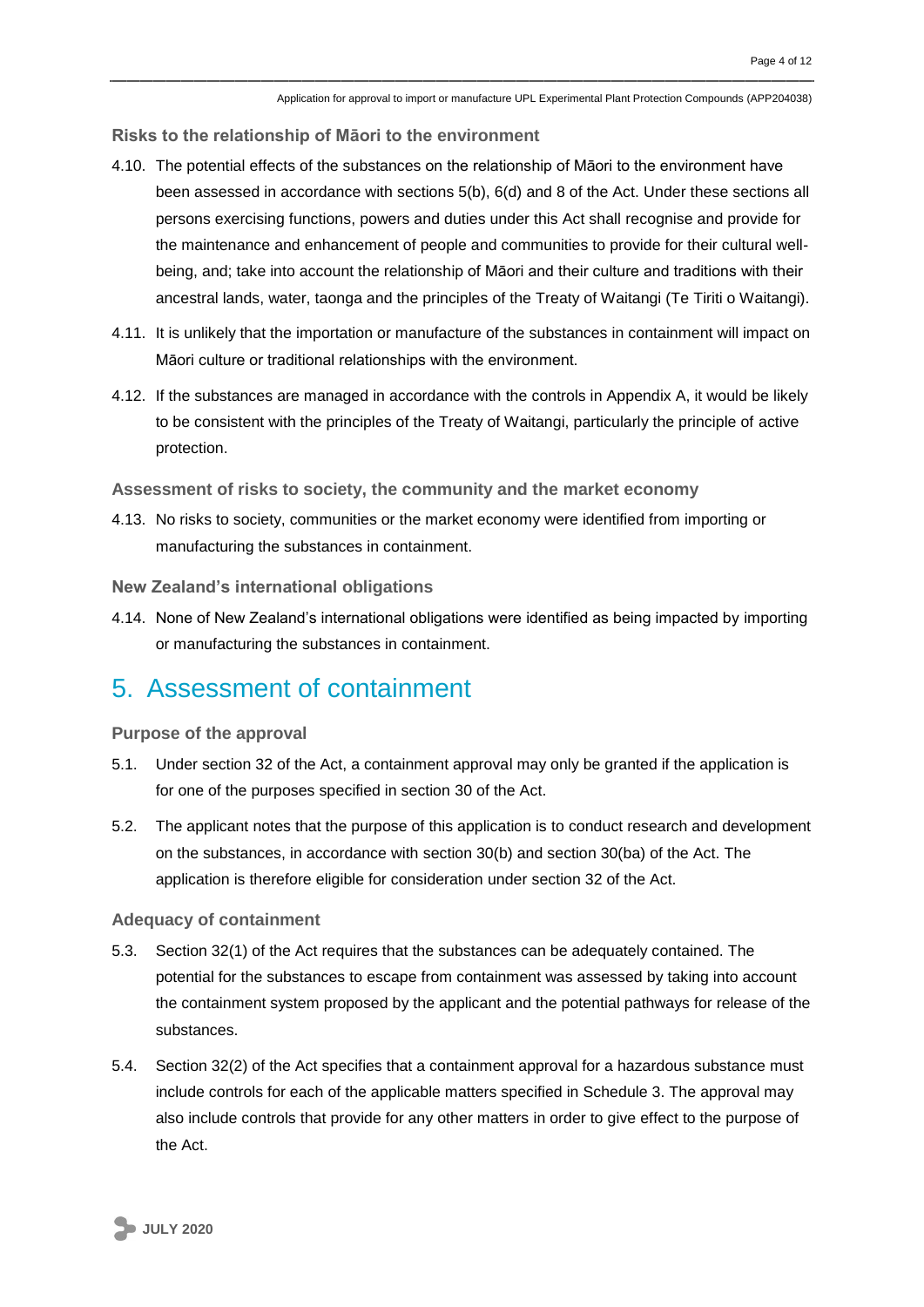### Risks to the relationship of Māori to the environment

4.10. The potential effects of the substances on the relationship of Māori to the environment have been assessed in accordance with sections 5(b), 6(d) and 8 of the Act. Under these sections all persons exercising functions, powers and duties under this Act shall recognise and provide for the maintenance and enhancement of people and communities to provide for their cultural well-being, and; take into account the relationship of Māori and their culture and traditions with their ancestral lands, water, taonga and the principles of the Treaty of Waitangi (Te Tiriti o Waitangi).

4.11. It is unlikely that the importation or manufacture of the substances in containment will impact on Māori culture or traditional relationships with the environment.

4.12. If the substances are managed in accordance with the controls in Appendix A, it would be likely to be consistent with the principles of the Treaty of Waitangi, particularly the principle of active protection.

### Assessment of risks to society, the community and the market economy

4.13. No risks to society, communities or the market economy were identified from importing or manufacturing the substances in containment.

### New Zealand's international obligations

4.14. None of New Zealand's international obligations were identified as being impacted by importing or manufacturing the substances in containment.

## 5. Assessment of containment

### Purpose of the approval

5.1. Under section 32 of the Act, a containment approval may only be granted if the application is for one of the purposes specified in section 30 of the Act.

5.2. The applicant notes that the purpose of this application is to conduct research and development on the substances, in accordance with section 30(b) and section 30(ba) of the Act. The application is therefore eligible for consideration under section 32 of the Act.

### Adequacy of containment

5.3. Section 32(1) of the Act requires that the substances can be adequately contained. The potential for the substances to escape from containment was assessed by taking into account the containment system proposed by the applicant and the potential pathways for release of the substances.

5.4. Section 32(2) of the Act specifies that a containment approval for a hazardous substance must include controls for each of the applicable matters specified in Schedule 3. The approval may also include controls that provide for any other matters in order to give effect to the purpose of the Act.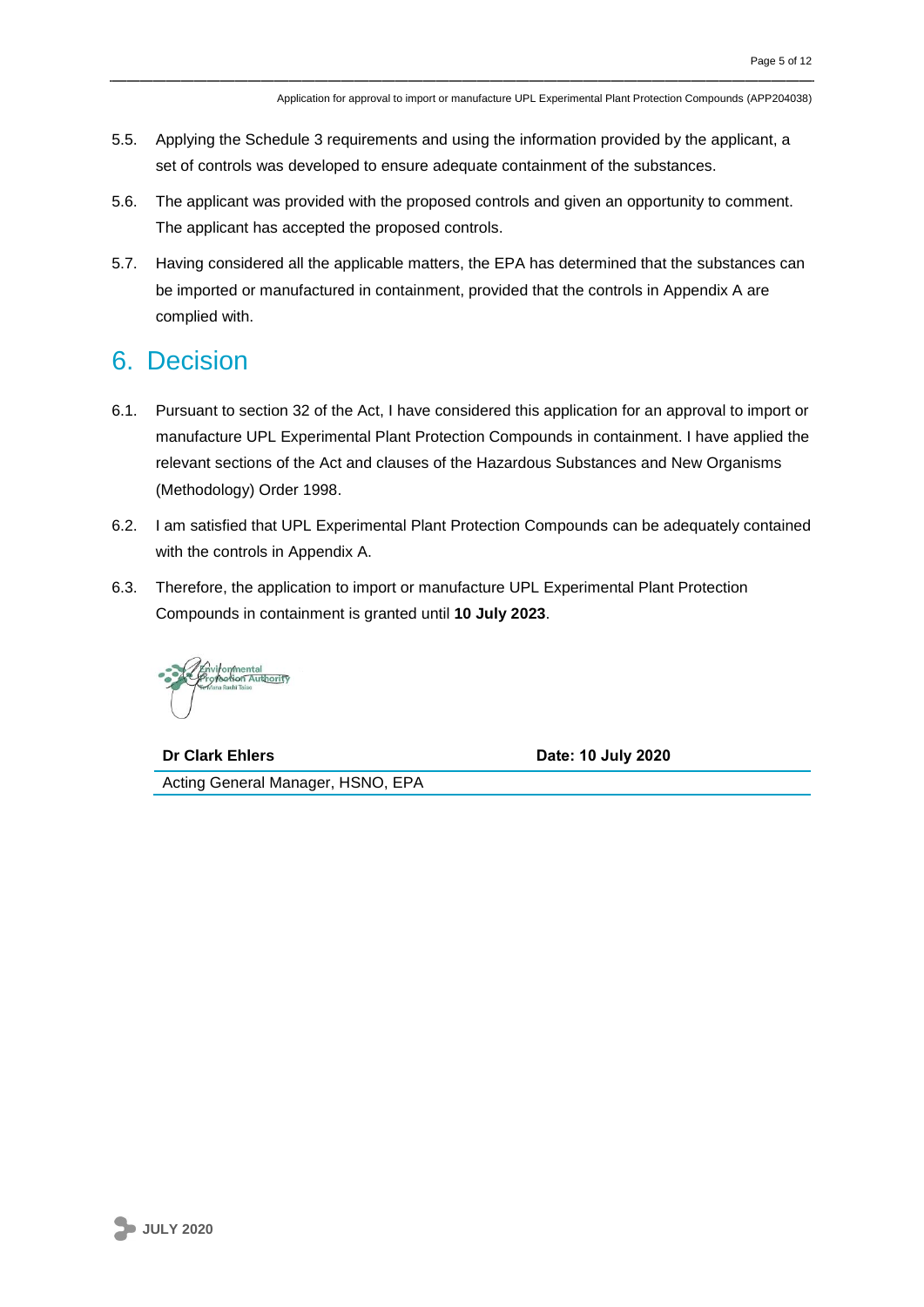5.5. Applying the Schedule 3 requirements and using the information provided by the applicant, a set of controls was developed to ensure adequate containment of the substances.

5.6. The applicant was provided with the proposed controls and given an opportunity to comment. The applicant has accepted the proposed controls.

5.7. Having considered all the applicable matters, the EPA has determined that the substances can be imported or manufactured in containment, provided that the controls in Appendix A are complied with.

# 6. Decision

6.1. Pursuant to section 32 of the Act, I have considered this application for an approval to import or manufacture UPL Experimental Plant Protection Compounds in containment. I have applied the relevant sections of the Act and clauses of the Hazardous Substances and New Organisms (Methodology) Order 1998.

6.2. I am satisfied that UPL Experimental Plant Protection Compounds can be adequately contained with the controls in Appendix A.

6.3. Therefore, the application to import or manufacture UPL Experimental Plant Protection Compounds in containment is granted until **10 July 2023**.

| **Dr Clark Ehlers** | **Date: 10 July 2020** |
| --- | --- |
| Acting General Manager, HSNO, EPA | |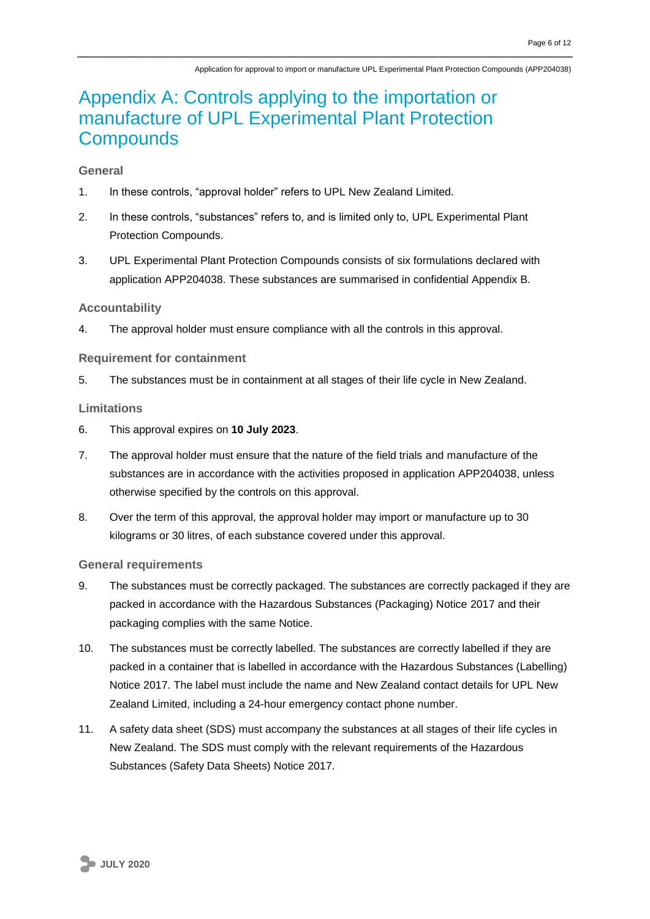# Appendix A: Controls applying to the importation or manufacture of UPL Experimental Plant Protection Compounds

### General

1. In these controls, “approval holder” refers to UPL New Zealand Limited.
2. In these controls, “substances” refers to, and is limited only to, UPL Experimental Plant Protection Compounds.
3. UPL Experimental Plant Protection Compounds consists of six formulations declared with application APP204038. These substances are summarised in confidential Appendix B.

### Accountability

4. The approval holder must ensure compliance with all the controls in this approval.

### Requirement for containment

5. The substances must be in containment at all stages of their life cycle in New Zealand.

### Limitations

6. This approval expires on **10 July 2023**.
7. The approval holder must ensure that the nature of the field trials and manufacture of the substances are in accordance with the activities proposed in application APP204038, unless otherwise specified by the controls on this approval.
8. Over the term of this approval, the approval holder may import or manufacture up to 30 kilograms or 30 litres, of each substance covered under this approval.

### General requirements

9. The substances must be correctly packaged. The substances are correctly packaged if they are packed in accordance with the Hazardous Substances (Packaging) Notice 2017 and their packaging complies with the same Notice.
10. The substances must be correctly labelled. The substances are correctly labelled if they are packed in a container that is labelled in accordance with the Hazardous Substances (Labelling) Notice 2017. The label must include the name and New Zealand contact details for UPL New Zealand Limited, including a 24-hour emergency contact phone number.
11. A safety data sheet (SDS) must accompany the substances at all stages of their life cycles in New Zealand. The SDS must comply with the relevant requirements of the Hazardous Substances (Safety Data Sheets) Notice 2017.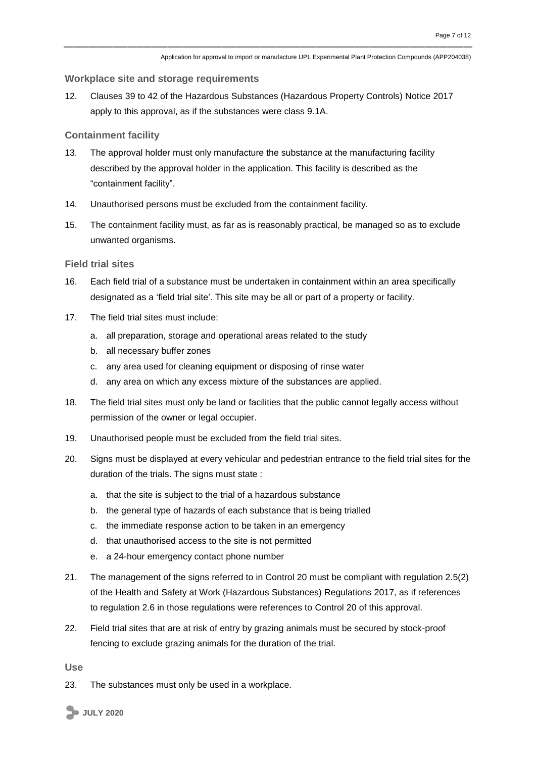### Workplace site and storage requirements

12. Clauses 39 to 42 of the Hazardous Substances (Hazardous Property Controls) Notice 2017 apply to this approval, as if the substances were class 9.1A.

### Containment facility

13. The approval holder must only manufacture the substance at the manufacturing facility described by the approval holder in the application. This facility is described as the "containment facility".

14. Unauthorised persons must be excluded from the containment facility.

15. The containment facility must, as far as is reasonably practical, be managed so as to exclude unwanted organisms.

### Field trial sites

16. Each field trial of a substance must be undertaken in containment within an area specifically designated as a 'field trial site'. This site may be all or part of a property or facility.

17. The field trial sites must include:

    a. all preparation, storage and operational areas related to the study

    b. all necessary buffer zones

    c. any area used for cleaning equipment or disposing of rinse water

    d. any area on which any excess mixture of the substances are applied.

18. The field trial sites must only be land or facilities that the public cannot legally access without permission of the owner or legal occupier.

19. Unauthorised people must be excluded from the field trial sites.

20. Signs must be displayed at every vehicular and pedestrian entrance to the field trial sites for the duration of the trials. The signs must state :

    a. that the site is subject to the trial of a hazardous substance

    b. the general type of hazards of each substance that is being trialled

    c. the immediate response action to be taken in an emergency

    d. that unauthorised access to the site is not permitted

    e. a 24-hour emergency contact phone number

21. The management of the signs referred to in Control 20 must be compliant with regulation 2.5(2) of the Health and Safety at Work (Hazardous Substances) Regulations 2017, as if references to regulation 2.6 in those regulations were references to Control 20 of this approval.

22. Field trial sites that are at risk of entry by grazing animals must be secured by stock-proof fencing to exclude grazing animals for the duration of the trial.

### Use

23. The substances must only be used in a workplace.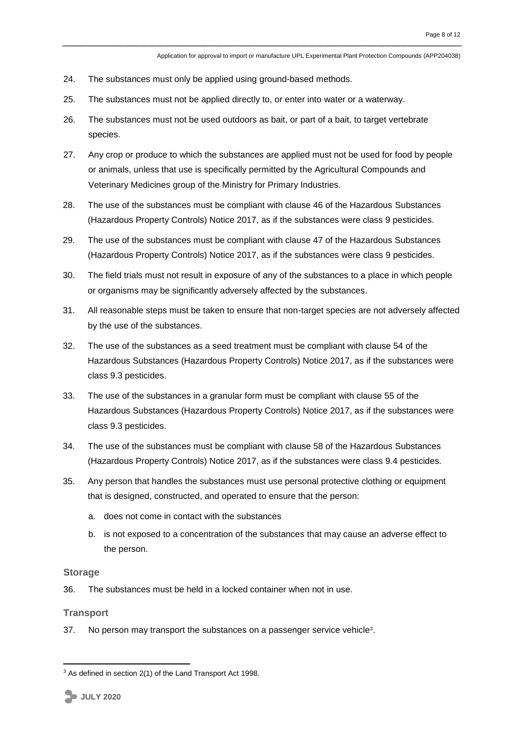24. The substances must only be applied using ground-based methods.

25. The substances must not be applied directly to, or enter into water or a waterway.

26. The substances must not be used outdoors as bait, or part of a bait, to target vertebrate species.

27. Any crop or produce to which the substances are applied must not be used for food by people or animals, unless that use is specifically permitted by the Agricultural Compounds and Veterinary Medicines group of the Ministry for Primary Industries.

28. The use of the substances must be compliant with clause 46 of the Hazardous Substances (Hazardous Property Controls) Notice 2017, as if the substances were class 9 pesticides.

29. The use of the substances must be compliant with clause 47 of the Hazardous Substances (Hazardous Property Controls) Notice 2017, as if the substances were class 9 pesticides.

30. The field trials must not result in exposure of any of the substances to a place in which people or organisms may be significantly adversely affected by the substances.

31. All reasonable steps must be taken to ensure that non-target species are not adversely affected by the use of the substances.

32. The use of the substances as a seed treatment must be compliant with clause 54 of the Hazardous Substances (Hazardous Property Controls) Notice 2017, as if the substances were class 9.3 pesticides.

33. The use of the substances in a granular form must be compliant with clause 55 of the Hazardous Substances (Hazardous Property Controls) Notice 2017, as if the substances were class 9.3 pesticides.

34. The use of the substances must be compliant with clause 58 of the Hazardous Substances (Hazardous Property Controls) Notice 2017, as if the substances were class 9.4 pesticides.

35. Any person that handles the substances must use personal protective clothing or equipment that is designed, constructed, and operated to ensure that the person:

    a. does not come in contact with the substances

    b. is not exposed to a concentration of the substances that may cause an adverse effect to the person.

### Storage

36. The substances must be held in a locked container when not in use.

### Transport

37. No person may transport the substances on a passenger service vehicle[3].

[3] As defined in section 2(1) of the Land Transport Act 1998.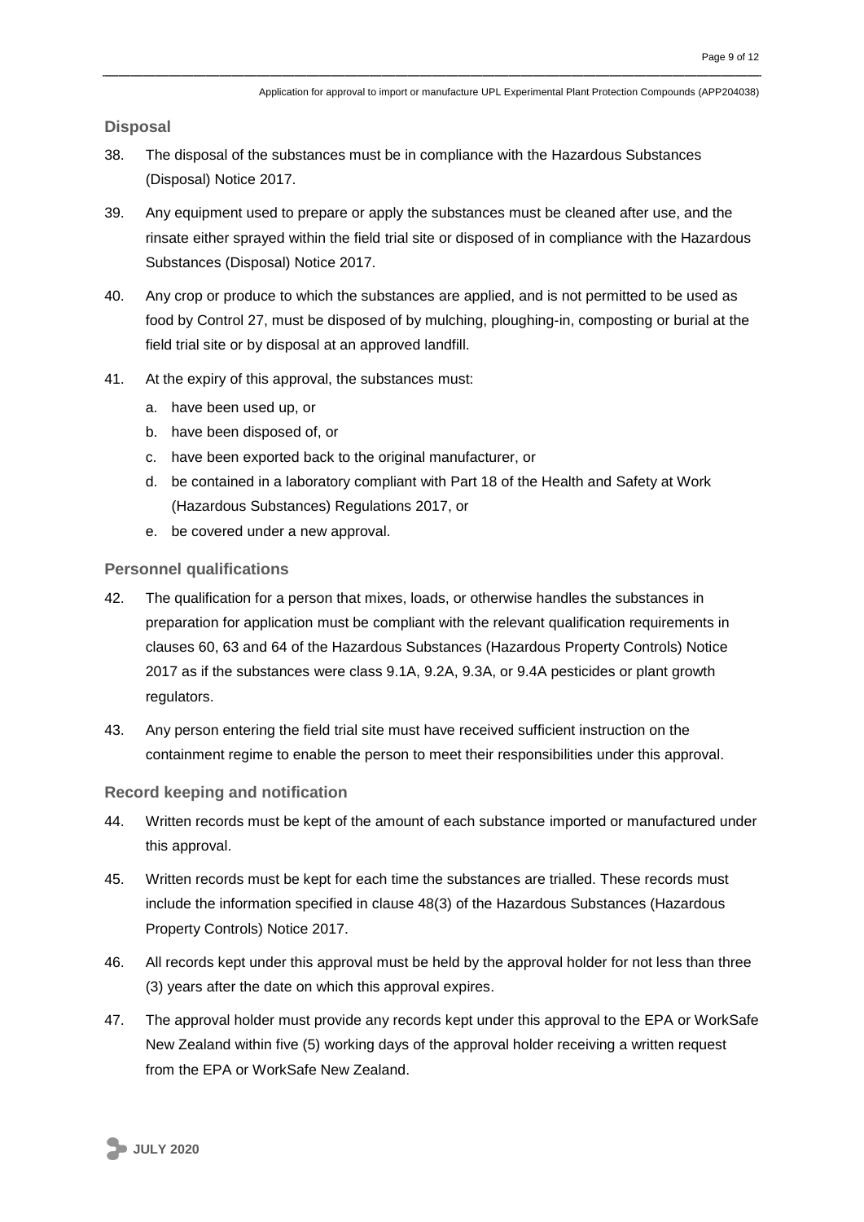### Disposal

38. The disposal of the substances must be in compliance with the Hazardous Substances (Disposal) Notice 2017.

39. Any equipment used to prepare or apply the substances must be cleaned after use, and the rinsate either sprayed within the field trial site or disposed of in compliance with the Hazardous Substances (Disposal) Notice 2017.

40. Any crop or produce to which the substances are applied, and is not permitted to be used as food by Control 27, must be disposed of by mulching, ploughing-in, composting or burial at the field trial site or by disposal at an approved landfill.

41. At the expiry of this approval, the substances must:
    a. have been used up, or
    b. have been disposed of, or
    c. have been exported back to the original manufacturer, or
    d. be contained in a laboratory compliant with Part 18 of the Health and Safety at Work (Hazardous Substances) Regulations 2017, or
    e. be covered under a new approval.

### Personnel qualifications

42. The qualification for a person that mixes, loads, or otherwise handles the substances in preparation for application must be compliant with the relevant qualification requirements in clauses 60, 63 and 64 of the Hazardous Substances (Hazardous Property Controls) Notice 2017 as if the substances were class 9.1A, 9.2A, 9.3A, or 9.4A pesticides or plant growth regulators.

43. Any person entering the field trial site must have received sufficient instruction on the containment regime to enable the person to meet their responsibilities under this approval.

### Record keeping and notification

44. Written records must be kept of the amount of each substance imported or manufactured under this approval.

45. Written records must be kept for each time the substances are trialled. These records must include the information specified in clause 48(3) of the Hazardous Substances (Hazardous Property Controls) Notice 2017.

46. All records kept under this approval must be held by the approval holder for not less than three (3) years after the date on which this approval expires.

47. The approval holder must provide any records kept under this approval to the EPA or WorkSafe New Zealand within five (5) working days of the approval holder receiving a written request from the EPA or WorkSafe New Zealand.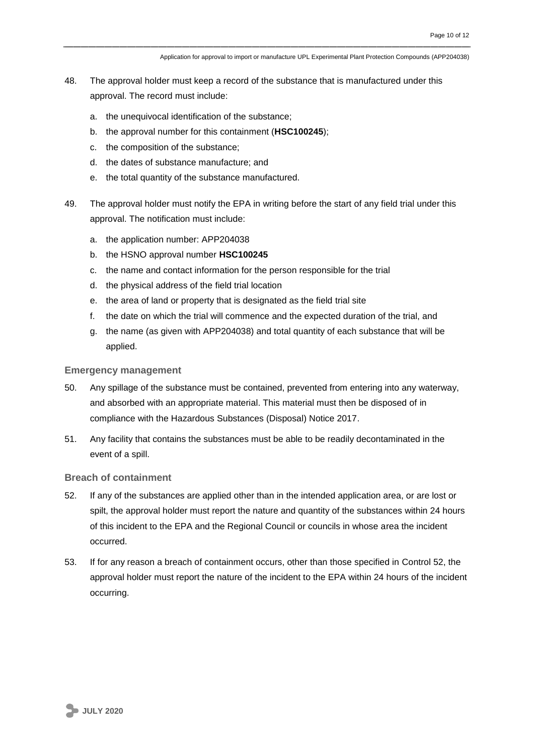48. The approval holder must keep a record of the substance that is manufactured under this approval. The record must include:

    a. the unequivocal identification of the substance;
    b. the approval number for this containment (**HSC100245**);
    c. the composition of the substance;
    d. the dates of substance manufacture; and
    e. the total quantity of the substance manufactured.

49. The approval holder must notify the EPA in writing before the start of any field trial under this approval. The notification must include:

    a. the application number: APP204038
    b. the HSNO approval number **HSC100245**
    c. the name and contact information for the person responsible for the trial
    d. the physical address of the field trial location
    e. the area of land or property that is designated as the field trial site
    f. the date on which the trial will commence and the expected duration of the trial, and
    g. the name (as given with APP204038) and total quantity of each substance that will be applied.

### Emergency management

50. Any spillage of the substance must be contained, prevented from entering into any waterway, and absorbed with an appropriate material. This material must then be disposed of in compliance with the Hazardous Substances (Disposal) Notice 2017.

51. Any facility that contains the substances must be able to be readily decontaminated in the event of a spill.

### Breach of containment

52. If any of the substances are applied other than in the intended application area, or are lost or spilt, the approval holder must report the nature and quantity of the substances within 24 hours of this incident to the EPA and the Regional Council or councils in whose area the incident occurred.

53. If for any reason a breach of containment occurs, other than those specified in Control 52, the approval holder must report the nature of the incident to the EPA within 24 hours of the incident occurring.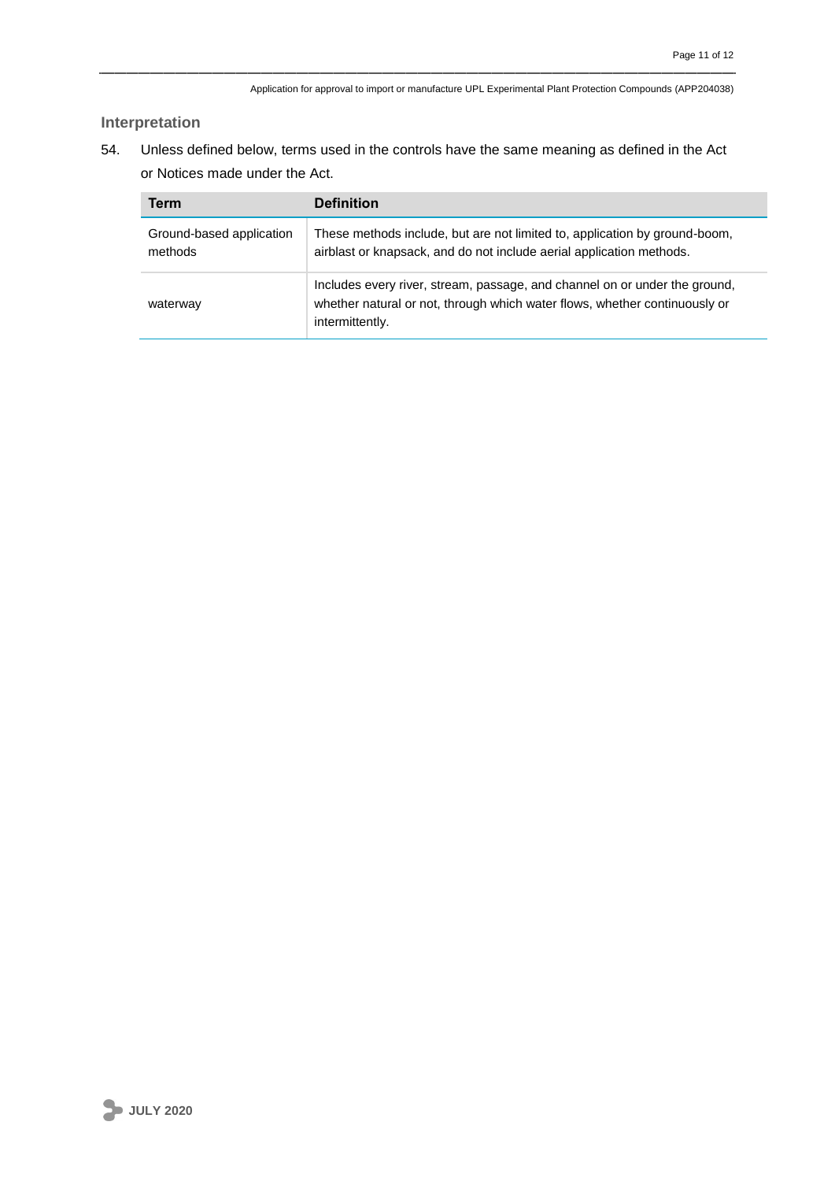## Interpretation

54. Unless defined below, terms used in the controls have the same meaning as defined in the Act or Notices made under the Act.

| Term | Definition |
|---|---|
| Ground-based application methods | These methods include, but are not limited to, application by ground-boom, airblast or knapsack, and do not include aerial application methods. |
| waterway | Includes every river, stream, passage, and channel on or under the ground, whether natural or not, through which water flows, whether continuously or intermittently. |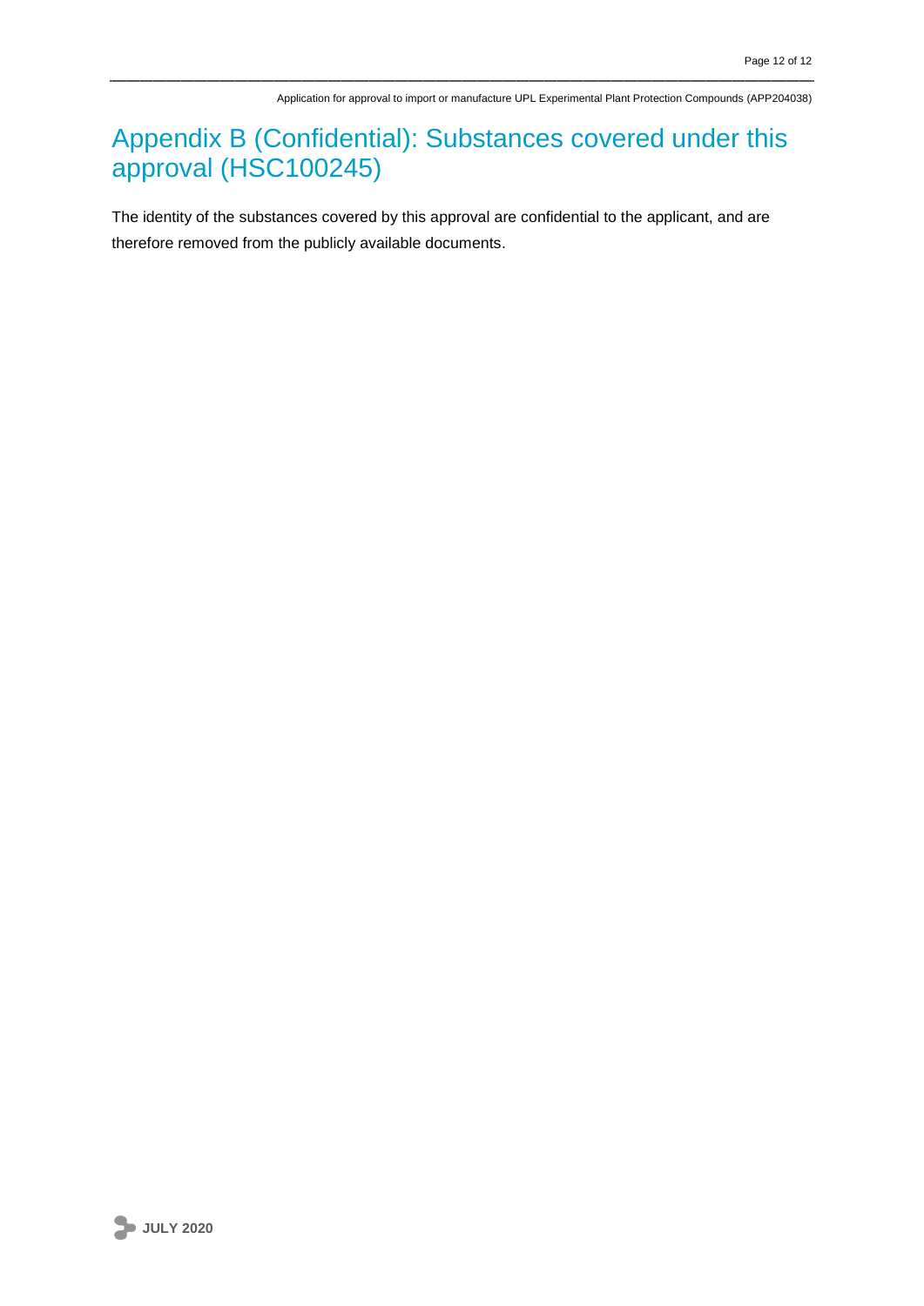# Appendix B (Confidential): Substances covered under this approval (HSC100245)

The identity of the substances covered by this approval are confidential to the applicant, and are therefore removed from the publicly available documents.